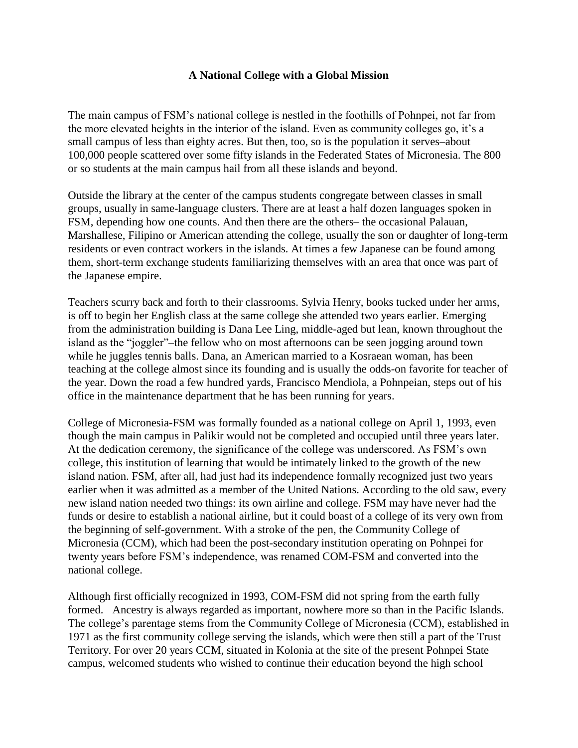# A National College with a Global Mission

The main campus of FSM's national college is nestled in the foothills of Pohnpei, not far from the more elevated heights in the interior of the island. Even as community colleges go, it's a small campus of less than eighty acres. But then, too, so is the population it serves–about 100,000 people scattered over some fifty islands in the Federated States of Micronesia. The 800 or so students at the main campus hail from all these islands and beyond.

Outside the library at the center of the campus students congregate between classes in small groups, usually in same-language clusters. There are at least a half dozen languages spoken in FSM, depending how one counts. And then there are the others– the occasional Palauan, Marshallese, Filipino or American attending the college, usually the son or daughter of long-term residents or even contract workers in the islands. At times a few Japanese can be found among them, short-term exchange students familiarizing themselves with an area that once was part of the Japanese empire.

Teachers scurry back and forth to their classrooms. Sylvia Henry, books tucked under her arms, is off to begin her English class at the same college she attended two years earlier. Emerging from the administration building is Dana Lee Ling, middle-aged but lean, known throughout the island as the "joggler"–the fellow who on most afternoons can be seen jogging around town while he juggles tennis balls. Dana, an American married to a Kosraean woman, has been teaching at the college almost since its founding and is usually the odds-on favorite for teacher of the year. Down the road a few hundred yards, Francisco Mendiola, a Pohnpeian, steps out of his office in the maintenance department that he has been running for years.

College of Micronesia-FSM was formally founded as a national college on April 1, 1993, even though the main campus in Palikir would not be completed and occupied until three years later. At the dedication ceremony, the significance of the college was underscored. As FSM's own college, this institution of learning that would be intimately linked to the growth of the new island nation. FSM, after all, had just had its independence formally recognized just two years earlier when it was admitted as a member of the United Nations. According to the old saw, every new island nation needed two things: its own airline and college. FSM may have never had the funds or desire to establish a national airline, but it could boast of a college of its very own from the beginning of self-government. With a stroke of the pen, the Community College of Micronesia (CCM), which had been the post-secondary institution operating on Pohnpei for twenty years before FSM's independence, was renamed COM-FSM and converted into the national college.

Although first officially recognized in 1993, COM-FSM did not spring from the earth fully formed. Ancestry is always regarded as important, nowhere more so than in the Pacific Islands. The college's parentage stems from the Community College of Micronesia (CCM), established in 1971 as the first community college serving the islands, which were then still a part of the Trust Territory. For over 20 years CCM, situated in Kolonia at the site of the present Pohnpei State campus, welcomed students who wished to continue their education beyond the high school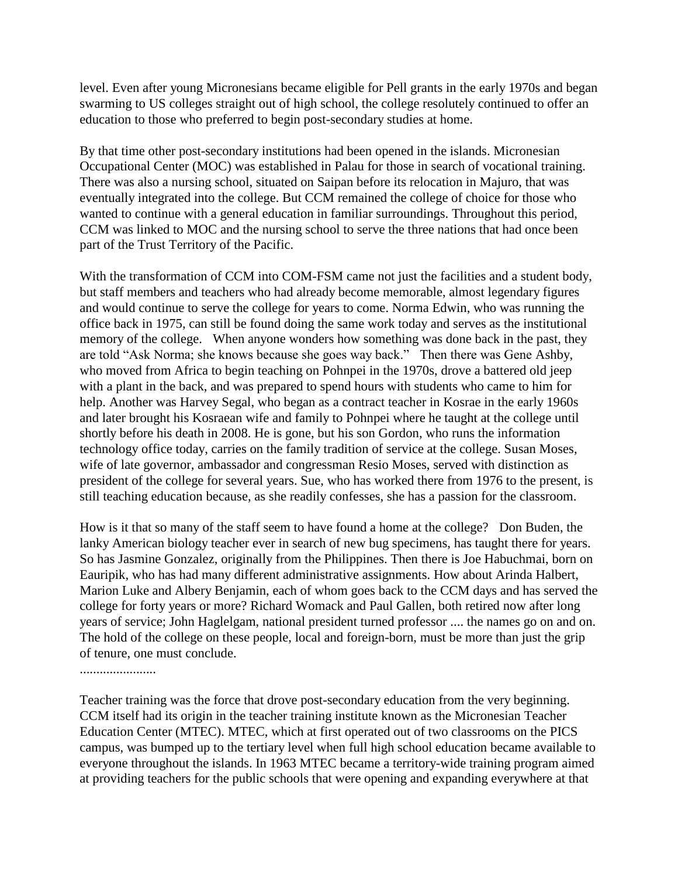level. Even after young Micronesians became eligible for Pell grants in the early 1970s and began swarming to US colleges straight out of high school, the college resolutely continued to offer an education to those who preferred to begin post-secondary studies at home.

By that time other post-secondary institutions had been opened in the islands. Micronesian Occupational Center (MOC) was established in Palau for those in search of vocational training. There was also a nursing school, situated on Saipan before its relocation in Majuro, that was eventually integrated into the college. But CCM remained the college of choice for those who wanted to continue with a general education in familiar surroundings. Throughout this period, CCM was linked to MOC and the nursing school to serve the three nations that had once been part of the Trust Territory of the Pacific.

With the transformation of CCM into COM-FSM came not just the facilities and a student body, but staff members and teachers who had already become memorable, almost legendary figures and would continue to serve the college for years to come. Norma Edwin, who was running the office back in 1975, can still be found doing the same work today and serves as the institutional memory of the college. When anyone wonders how something was done back in the past, they are told "Ask Norma; she knows because she goes way back." Then there was Gene Ashby, who moved from Africa to begin teaching on Pohnpei in the 1970s, drove a battered old jeep with a plant in the back, and was prepared to spend hours with students who came to him for help. Another was Harvey Segal, who began as a contract teacher in Kosrae in the early 1960s and later brought his Kosraean wife and family to Pohnpei where he taught at the college until shortly before his death in 2008. He is gone, but his son Gordon, who runs the information technology office today, carries on the family tradition of service at the college. Susan Moses, wife of late governor, ambassador and congressman Resio Moses, served with distinction as president of the college for several years. Sue, who has worked there from 1976 to the present, is still teaching education because, as she readily confesses, she has a passion for the classroom.

How is it that so many of the staff seem to have found a home at the college? Don Buden, the lanky American biology teacher ever in search of new bug specimens, has taught there for years. So has Jasmine Gonzalez, originally from the Philippines. Then there is Joe Habuchmai, born on Eauripik, who has had many different administrative assignments. How about Arinda Halbert, Marion Luke and Albery Benjamin, each of whom goes back to the CCM days and has served the college for forty years or more? Richard Womack and Paul Gallen, both retired now after long years of service; John Haglelgam, national president turned professor .... the names go on and on. The hold of the college on these people, local and foreign-born, must be more than just the grip of tenure, one must conclude.

.......................

Teacher training was the force that drove post-secondary education from the very beginning. CCM itself had its origin in the teacher training institute known as the Micronesian Teacher Education Center (MTEC). MTEC, which at first operated out of two classrooms on the PICS campus, was bumped up to the tertiary level when full high school education became available to everyone throughout the islands. In 1963 MTEC became a territory-wide training program aimed at providing teachers for the public schools that were opening and expanding everywhere at that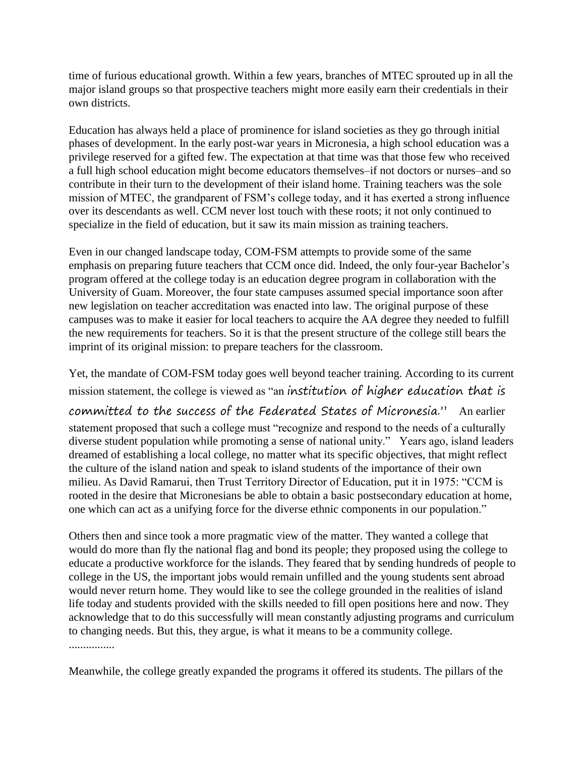time of furious educational growth. Within a few years, branches of MTEC sprouted up in all the major island groups so that prospective teachers might more easily earn their credentials in their own districts.

Education has always held a place of prominence for island societies as they go through initial phases of development. In the early post-war years in Micronesia, a high school education was a privilege reserved for a gifted few. The expectation at that time was that those few who received a full high school education might become educators themselves–if not doctors or nurses–and so contribute in their turn to the development of their island home. Training teachers was the sole mission of MTEC, the grandparent of FSM's college today, and it has exerted a strong influence over its descendants as well. CCM never lost touch with these roots; it not only continued to specialize in the field of education, but it saw its main mission as training teachers.

Even in our changed landscape today, COM-FSM attempts to provide some of the same emphasis on preparing future teachers that CCM once did. Indeed, the only four-year Bachelor's program offered at the college today is an education degree program in collaboration with the University of Guam. Moreover, the four state campuses assumed special importance soon after new legislation on teacher accreditation was enacted into law. The original purpose of these campuses was to make it easier for local teachers to acquire the AA degree they needed to fulfill the new requirements for teachers. So it is that the present structure of the college still bears the imprint of its original mission: to prepare teachers for the classroom.

Yet, the mandate of COM-FSM today goes well beyond teacher training. According to its current mission statement, the college is viewed as "an *institution of higher education that is committed to the success of the Federated States of Micronesia.*" An earlier statement proposed that such a college must "recognize and respond to the needs of a culturally diverse student population while promoting a sense of national unity." Years ago, island leaders dreamed of establishing a local college, no matter what its specific objectives, that might reflect the culture of the island nation and speak to island students of the importance of their own milieu. As David Ramarui, then Trust Territory Director of Education, put it in 1975: "CCM is rooted in the desire that Micronesians be able to obtain a basic postsecondary education at home, one which can act as a unifying force for the diverse ethnic components in our population."

Others then and since took a more pragmatic view of the matter. They wanted a college that would do more than fly the national flag and bond its people; they proposed using the college to educate a productive workforce for the islands. They feared that by sending hundreds of people to college in the US, the important jobs would remain unfilled and the young students sent abroad would never return home. They would like to see the college grounded in the realities of island life today and students provided with the skills needed to fill open positions here and now. They acknowledge that to do this successfully will mean constantly adjusting programs and curriculum to changing needs. But this, they argue, is what it means to be a community college.
................

Meanwhile, the college greatly expanded the programs it offered its students. The pillars of the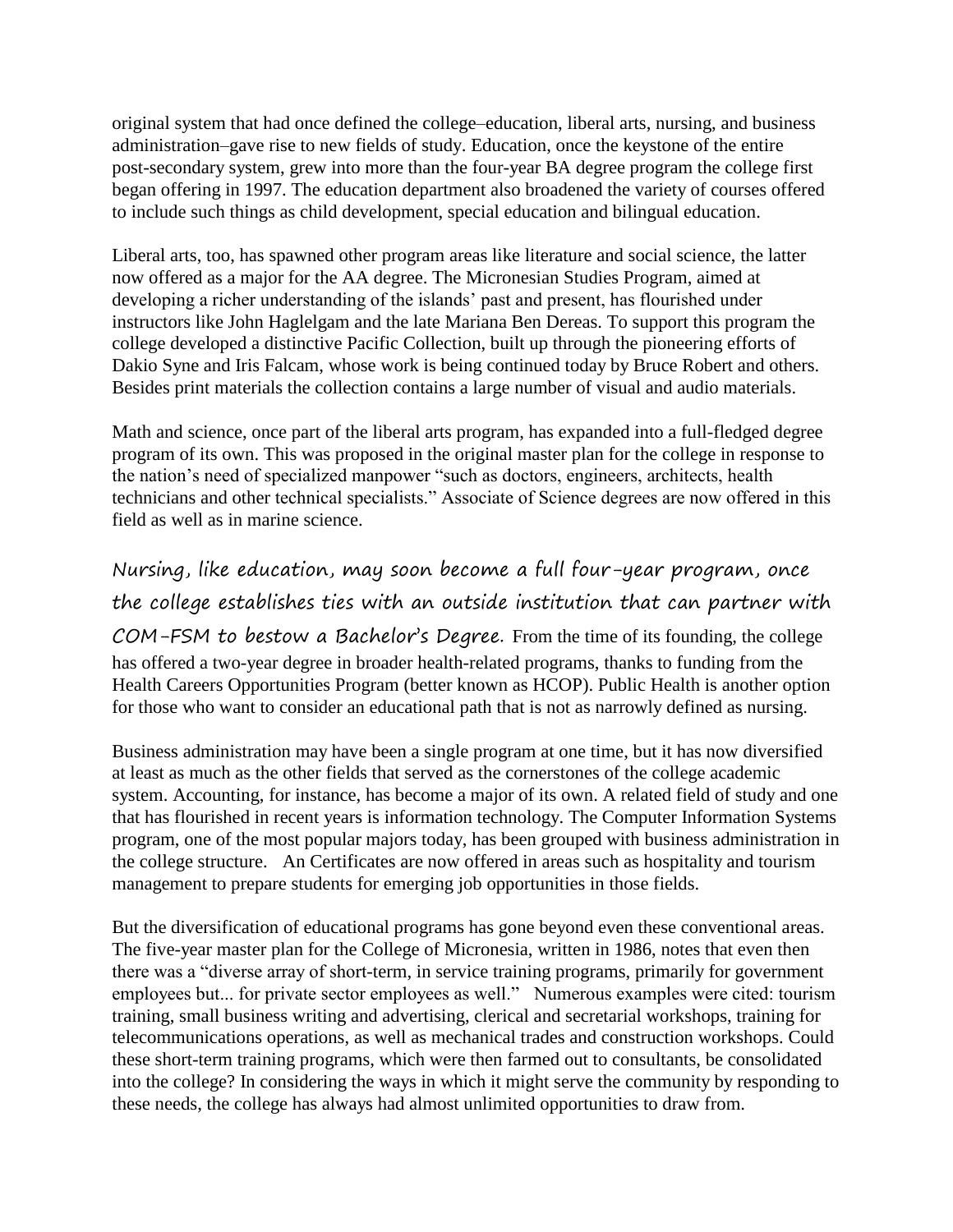original system that had once defined the college–education, liberal arts, nursing, and business administration–gave rise to new fields of study. Education, once the keystone of the entire post-secondary system, grew into more than the four-year BA degree program the college first began offering in 1997. The education department also broadened the variety of courses offered to include such things as child development, special education and bilingual education.

Liberal arts, too, has spawned other program areas like literature and social science, the latter now offered as a major for the AA degree. The Micronesian Studies Program, aimed at developing a richer understanding of the islands' past and present, has flourished under instructors like John Haglelgam and the late Mariana Ben Dereas. To support this program the college developed a distinctive Pacific Collection, built up through the pioneering efforts of Dakio Syne and Iris Falcam, whose work is being continued today by Bruce Robert and others. Besides print materials the collection contains a large number of visual and audio materials.

Math and science, once part of the liberal arts program, has expanded into a full-fledged degree program of its own. This was proposed in the original master plan for the college in response to the nation's need of specialized manpower "such as doctors, engineers, architects, health technicians and other technical specialists." Associate of Science degrees are now offered in this field as well as in marine science.

Nursing, like education, may soon become a full four-year program, once the college establishes ties with an outside institution that can partner with COM-FSM to bestow a Bachelor's Degree. From the time of its founding, the college has offered a two-year degree in broader health-related programs, thanks to funding from the Health Careers Opportunities Program (better known as HCOP). Public Health is another option for those who want to consider an educational path that is not as narrowly defined as nursing.

Business administration may have been a single program at one time, but it has now diversified at least as much as the other fields that served as the cornerstones of the college academic system. Accounting, for instance, has become a major of its own. A related field of study and one that has flourished in recent years is information technology. The Computer Information Systems program, one of the most popular majors today, has been grouped with business administration in the college structure. An Certificates are now offered in areas such as hospitality and tourism management to prepare students for emerging job opportunities in those fields.

But the diversification of educational programs has gone beyond even these conventional areas. The five-year master plan for the College of Micronesia, written in 1986, notes that even then there was a "diverse array of short-term, in service training programs, primarily for government employees but... for private sector employees as well." Numerous examples were cited: tourism training, small business writing and advertising, clerical and secretarial workshops, training for telecommunications operations, as well as mechanical trades and construction workshops. Could these short-term training programs, which were then farmed out to consultants, be consolidated into the college? In considering the ways in which it might serve the community by responding to these needs, the college has always had almost unlimited opportunities to draw from.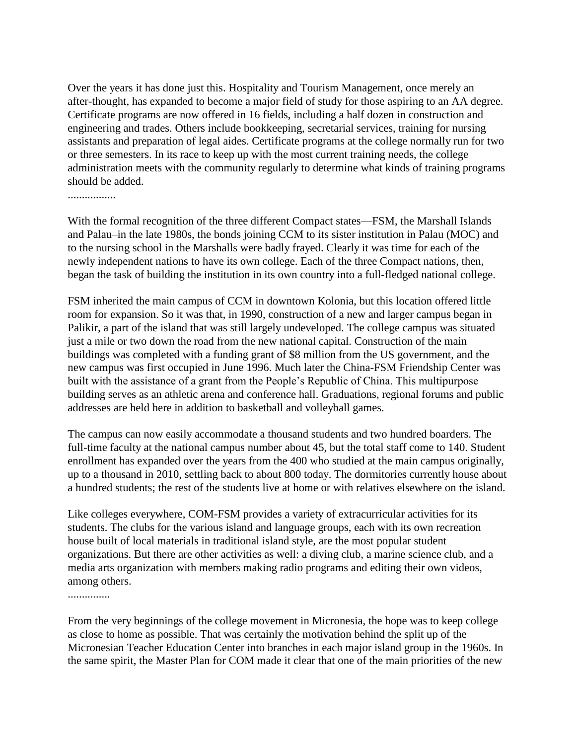Over the years it has done just this. Hospitality and Tourism Management, once merely an after-thought, has expanded to become a major field of study for those aspiring to an AA degree. Certificate programs are now offered in 16 fields, including a half dozen in construction and engineering and trades. Others include bookkeeping, secretarial services, training for nursing assistants and preparation of legal aides. Certificate programs at the college normally run for two or three semesters. In its race to keep up with the most current training needs, the college administration meets with the community regularly to determine what kinds of training programs should be added.

.................

With the formal recognition of the three different Compact states—FSM, the Marshall Islands and Palau–in the late 1980s, the bonds joining CCM to its sister institution in Palau (MOC) and to the nursing school in the Marshalls were badly frayed. Clearly it was time for each of the newly independent nations to have its own college. Each of the three Compact nations, then, began the task of building the institution in its own country into a full-fledged national college.

FSM inherited the main campus of CCM in downtown Kolonia, but this location offered little room for expansion. So it was that, in 1990, construction of a new and larger campus began in Palikir, a part of the island that was still largely undeveloped. The college campus was situated just a mile or two down the road from the new national capital. Construction of the main buildings was completed with a funding grant of $8 million from the US government, and the new campus was first occupied in June 1996. Much later the China-FSM Friendship Center was built with the assistance of a grant from the People's Republic of China. This multipurpose building serves as an athletic arena and conference hall. Graduations, regional forums and public addresses are held here in addition to basketball and volleyball games.

The campus can now easily accommodate a thousand students and two hundred boarders. The full-time faculty at the national campus number about 45, but the total staff come to 140. Student enrollment has expanded over the years from the 400 who studied at the main campus originally, up to a thousand in 2010, settling back to about 800 today. The dormitories currently house about a hundred students; the rest of the students live at home or with relatives elsewhere on the island.

Like colleges everywhere, COM-FSM provides a variety of extracurricular activities for its students. The clubs for the various island and language groups, each with its own recreation house built of local materials in traditional island style, are the most popular student organizations. But there are other activities as well: a diving club, a marine science club, and a media arts organization with members making radio programs and editing their own videos, among others.

...............

From the very beginnings of the college movement in Micronesia, the hope was to keep college as close to home as possible. That was certainly the motivation behind the split up of the Micronesian Teacher Education Center into branches in each major island group in the 1960s. In the same spirit, the Master Plan for COM made it clear that one of the main priorities of the new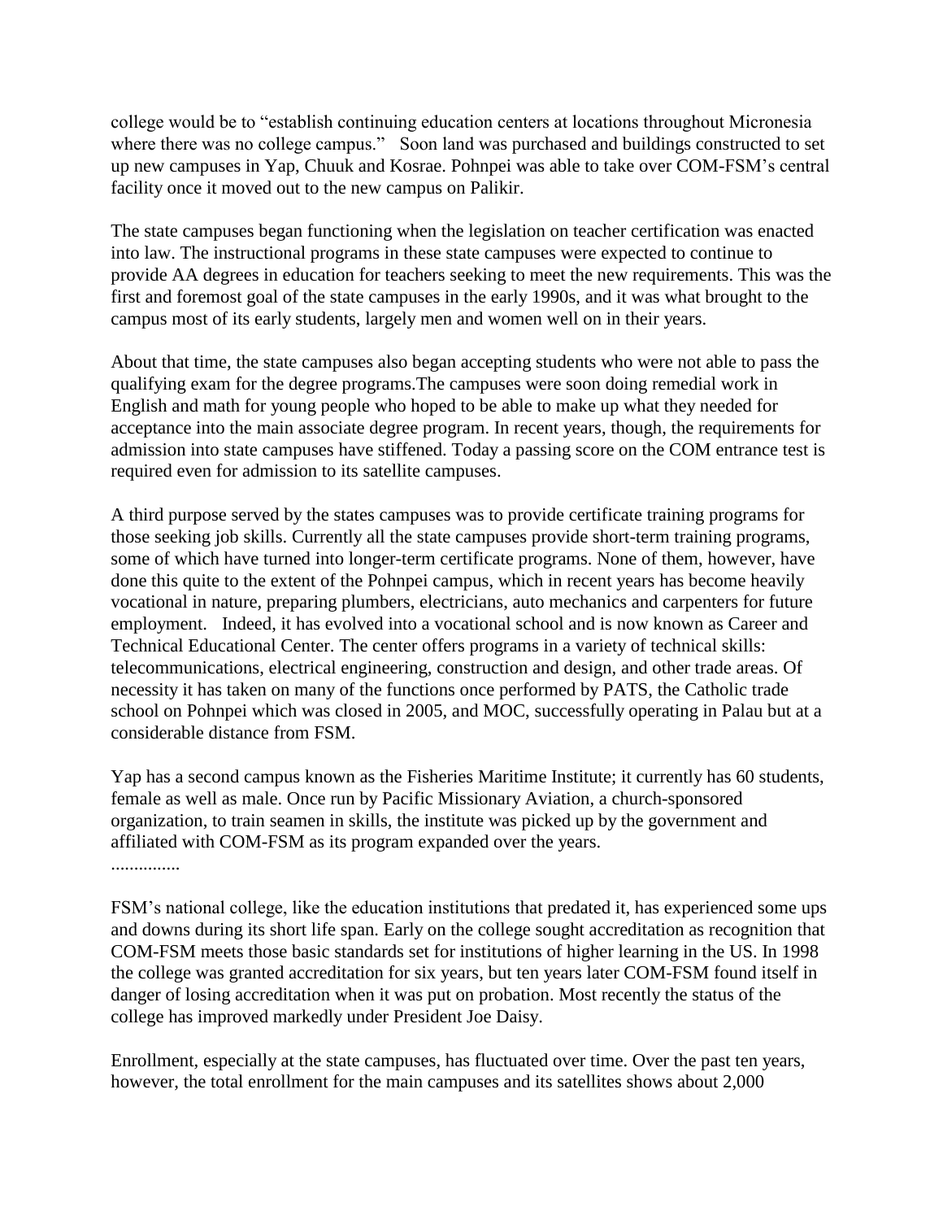college would be to "establish continuing education centers at locations throughout Micronesia where there was no college campus." Soon land was purchased and buildings constructed to set up new campuses in Yap, Chuuk and Kosrae. Pohnpei was able to take over COM-FSM's central facility once it moved out to the new campus on Palikir.

The state campuses began functioning when the legislation on teacher certification was enacted into law. The instructional programs in these state campuses were expected to continue to provide AA degrees in education for teachers seeking to meet the new requirements. This was the first and foremost goal of the state campuses in the early 1990s, and it was what brought to the campus most of its early students, largely men and women well on in their years.

About that time, the state campuses also began accepting students who were not able to pass the qualifying exam for the degree programs.The campuses were soon doing remedial work in English and math for young people who hoped to be able to make up what they needed for acceptance into the main associate degree program. In recent years, though, the requirements for admission into state campuses have stiffened. Today a passing score on the COM entrance test is required even for admission to its satellite campuses.

A third purpose served by the states campuses was to provide certificate training programs for those seeking job skills. Currently all the state campuses provide short-term training programs, some of which have turned into longer-term certificate programs. None of them, however, have done this quite to the extent of the Pohnpei campus, which in recent years has become heavily vocational in nature, preparing plumbers, electricians, auto mechanics and carpenters for future employment. Indeed, it has evolved into a vocational school and is now known as Career and Technical Educational Center. The center offers programs in a variety of technical skills: telecommunications, electrical engineering, construction and design, and other trade areas. Of necessity it has taken on many of the functions once performed by PATS, the Catholic trade school on Pohnpei which was closed in 2005, and MOC, successfully operating in Palau but at a considerable distance from FSM.

Yap has a second campus known as the Fisheries Maritime Institute; it currently has 60 students, female as well as male. Once run by Pacific Missionary Aviation, a church-sponsored organization, to train seamen in skills, the institute was picked up by the government and affiliated with COM-FSM as its program expanded over the years.

...............

FSM's national college, like the education institutions that predated it, has experienced some ups and downs during its short life span. Early on the college sought accreditation as recognition that COM-FSM meets those basic standards set for institutions of higher learning in the US. In 1998 the college was granted accreditation for six years, but ten years later COM-FSM found itself in danger of losing accreditation when it was put on probation. Most recently the status of the college has improved markedly under President Joe Daisy.

Enrollment, especially at the state campuses, has fluctuated over time. Over the past ten years, however, the total enrollment for the main campuses and its satellites shows about 2,000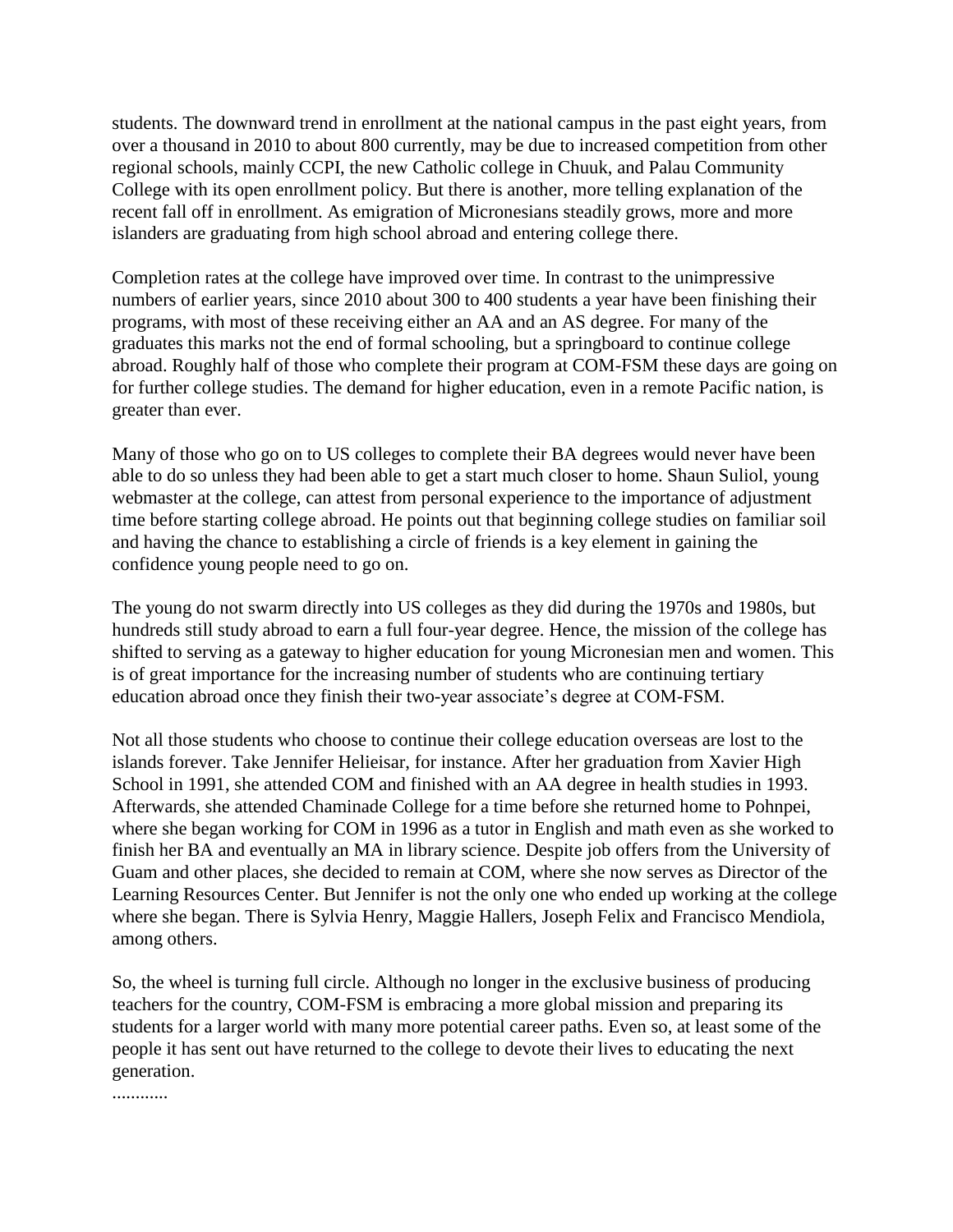students. The downward trend in enrollment at the national campus in the past eight years, from over a thousand in 2010 to about 800 currently, may be due to increased competition from other regional schools, mainly CCPI, the new Catholic college in Chuuk, and Palau Community College with its open enrollment policy. But there is another, more telling explanation of the recent fall off in enrollment. As emigration of Micronesians steadily grows, more and more islanders are graduating from high school abroad and entering college there.

Completion rates at the college have improved over time. In contrast to the unimpressive numbers of earlier years, since 2010 about 300 to 400 students a year have been finishing their programs, with most of these receiving either an AA and an AS degree. For many of the graduates this marks not the end of formal schooling, but a springboard to continue college abroad. Roughly half of those who complete their program at COM-FSM these days are going on for further college studies. The demand for higher education, even in a remote Pacific nation, is greater than ever.

Many of those who go on to US colleges to complete their BA degrees would never have been able to do so unless they had been able to get a start much closer to home. Shaun Suliol, young webmaster at the college, can attest from personal experience to the importance of adjustment time before starting college abroad. He points out that beginning college studies on familiar soil and having the chance to establishing a circle of friends is a key element in gaining the confidence young people need to go on.

The young do not swarm directly into US colleges as they did during the 1970s and 1980s, but hundreds still study abroad to earn a full four-year degree. Hence, the mission of the college has shifted to serving as a gateway to higher education for young Micronesian men and women. This is of great importance for the increasing number of students who are continuing tertiary education abroad once they finish their two-year associate's degree at COM-FSM.

Not all those students who choose to continue their college education overseas are lost to the islands forever. Take Jennifer Helieisar, for instance. After her graduation from Xavier High School in 1991, she attended COM and finished with an AA degree in health studies in 1993. Afterwards, she attended Chaminade College for a time before she returned home to Pohnpei, where she began working for COM in 1996 as a tutor in English and math even as she worked to finish her BA and eventually an MA in library science. Despite job offers from the University of Guam and other places, she decided to remain at COM, where she now serves as Director of the Learning Resources Center. But Jennifer is not the only one who ended up working at the college where she began. There is Sylvia Henry, Maggie Hallers, Joseph Felix and Francisco Mendiola, among others.

So, the wheel is turning full circle. Although no longer in the exclusive business of producing teachers for the country, COM-FSM is embracing a more global mission and preparing its students for a larger world with many more potential career paths. Even so, at least some of the people it has sent out have returned to the college to devote their lives to educating the next generation.

............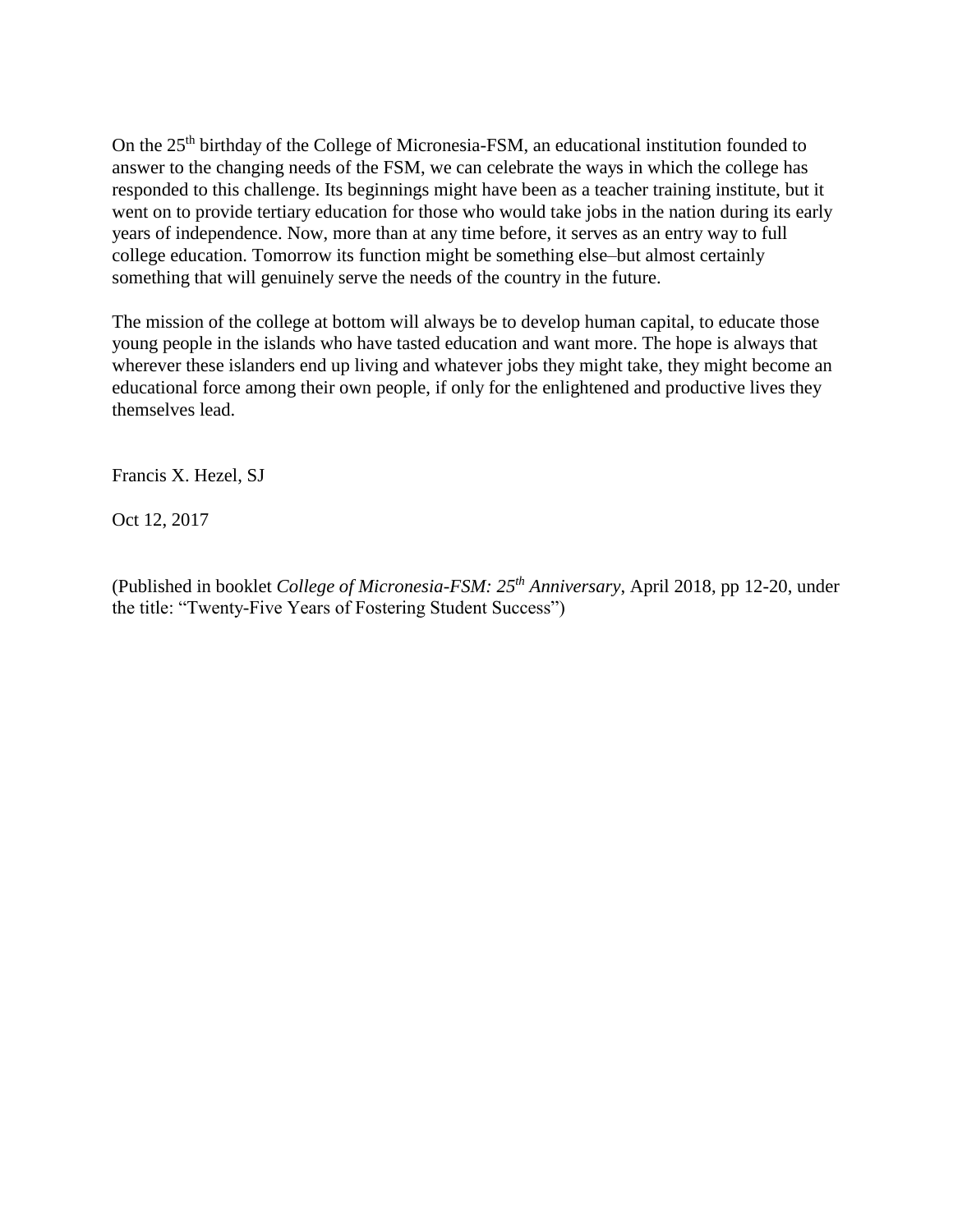On the 25th birthday of the College of Micronesia-FSM, an educational institution founded to answer to the changing needs of the FSM, we can celebrate the ways in which the college has responded to this challenge. Its beginnings might have been as a teacher training institute, but it went on to provide tertiary education for those who would take jobs in the nation during its early years of independence. Now, more than at any time before, it serves as an entry way to full college education. Tomorrow its function might be something else–but almost certainly something that will genuinely serve the needs of the country in the future.

The mission of the college at bottom will always be to develop human capital, to educate those young people in the islands who have tasted education and want more. The hope is always that wherever these islanders end up living and whatever jobs they might take, they might become an educational force among their own people, if only for the enlightened and productive lives they themselves lead.

Francis X. Hezel, SJ

Oct 12, 2017

(Published in booklet *College of Micronesia-FSM: 25th Anniversary*, April 2018, pp 12-20, under the title: “Twenty-Five Years of Fostering Student Success”)